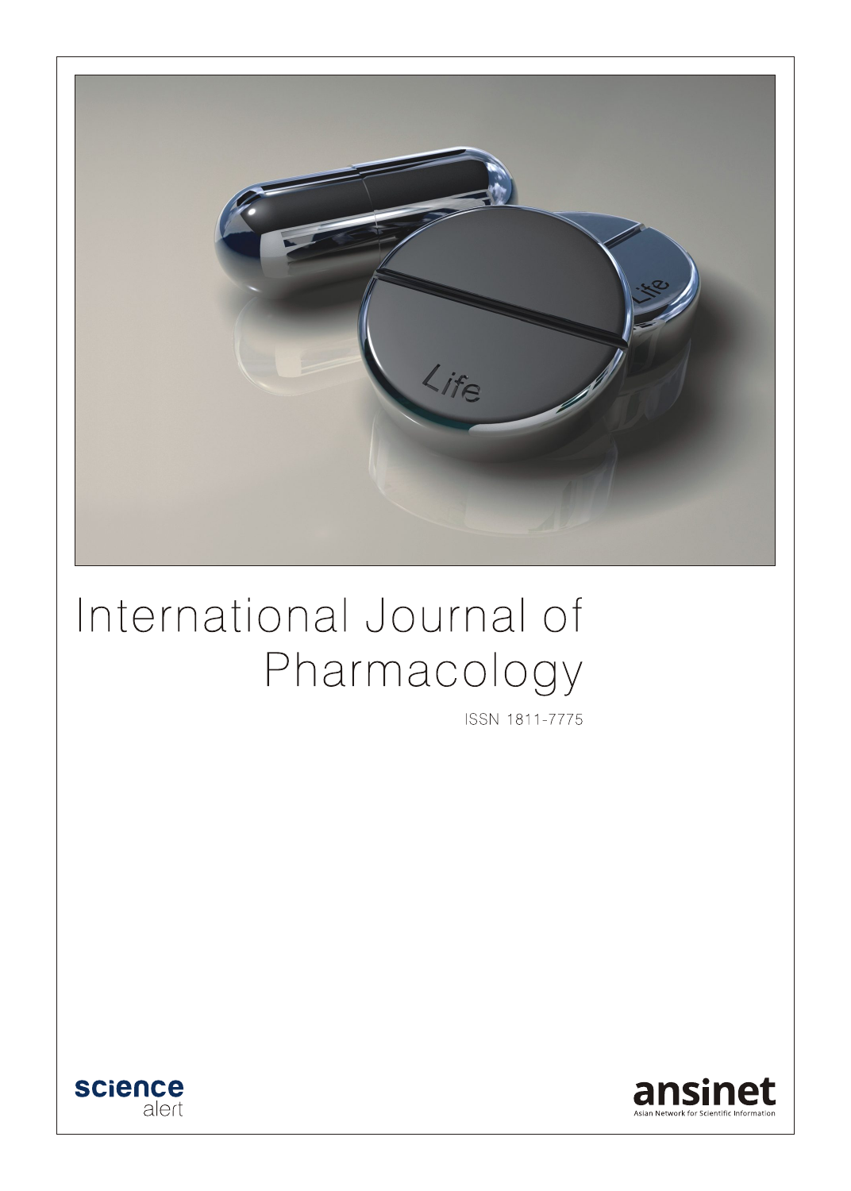# International Journal of Pharmacology

ISSN 1811-7775

science alert

ansinet

Asian Network for Scientific Information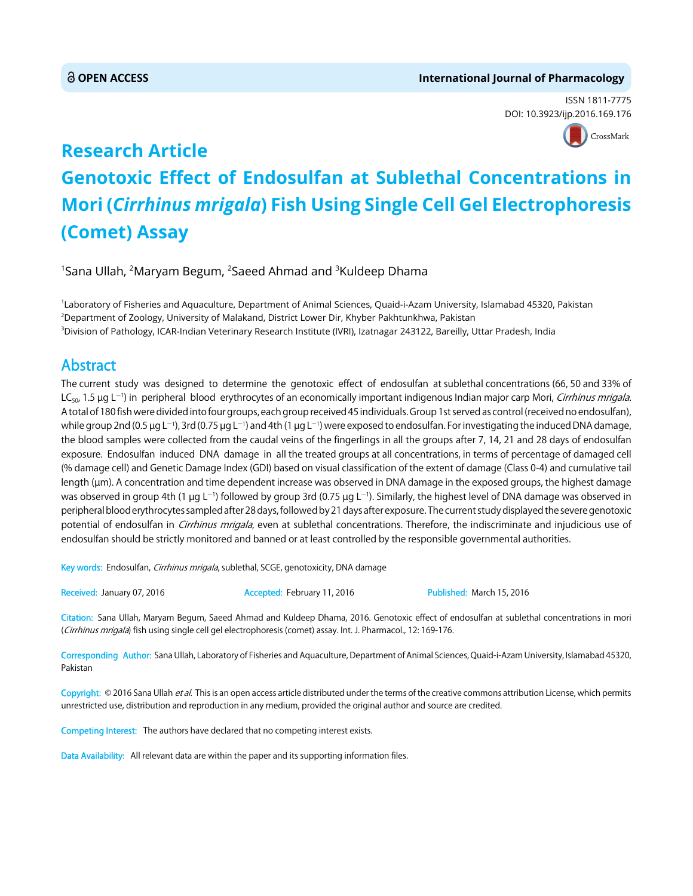# Research Article

# Genotoxic Effect of Endosulfan at Sublethal Concentrations in Mori (*Cirrhinus mrigala*) Fish Using Single Cell Gel Electrophoresis (Comet) Assay

[1]Sana Ullah, [2]Maryam Begum, [2]Saeed Ahmad and [3]Kuldeep Dhama

[1]Laboratory of Fisheries and Aquaculture, Department of Animal Sciences, Quaid-i-Azam University, Islamabad 45320, Pakistan
[2]Department of Zoology, University of Malakand, District Lower Dir, Khyber Pakhtunkhwa, Pakistan
[3]Division of Pathology, ICAR-Indian Veterinary Research Institute (IVRI), Izatnagar 243122, Bareilly, Uttar Pradesh, India

## Abstract

The current study was designed to determine the genotoxic effect of endosulfan at sublethal concentrations (66, 50 and 33% of $LC_{50}$, 1.5 μg $L^{-1}$) in peripheral blood erythrocytes of an economically important indigenous Indian major carp Mori, *Cirrhinus mrigala*. A total of 180 fish were divided into four groups, each group received 45 individuals. Group 1st served as control (received no endosulfan), while group 2nd (0.5 μg $L^{-1}$), 3rd (0.75 μg $L^{-1}$) and 4th (1 μg $L^{-1}$) were exposed to endosulfan. For investigating the induced DNA damage, the blood samples were collected from the caudal veins of the fingerlings in all the groups after 7, 14, 21 and 28 days of endosulfan exposure. Endosulfan induced DNA damage in all the treated groups at all concentrations, in terms of percentage of damaged cell (% damage cell) and Genetic Damage Index (GDI) based on visual classification of the extent of damage (Class 0-4) and cumulative tail length (μm). A concentration and time dependent increase was observed in DNA damage in the exposed groups, the highest damage was observed in group 4th (1 μg $L^{-1}$) followed by group 3rd (0.75 μg $L^{-1}$). Similarly, the highest level of DNA damage was observed in peripheral blood erythrocytes sampled after 28 days, followed by 21 days after exposure. The current study displayed the severe genotoxic potential of endosulfan in *Cirrhinus mrigala*, even at sublethal concentrations. Therefore, the indiscriminate and injudicious use of endosulfan should be strictly monitored and banned or at least controlled by the responsible governmental authorities.

**Key words:** Endosulfan, *Cirrhinus mrigala*, sublethal, SCGE, genotoxicity, DNA damage

**Received:** January 07, 2016 **Accepted:** February 11, 2016 **Published:** March 15, 2016

**Citation:** Sana Ullah, Maryam Begum, Saeed Ahmad and Kuldeep Dhama, 2016. Genotoxic effect of endosulfan at sublethal concentrations in mori (*Cirrhinus mrigala*) fish using single cell gel electrophoresis (comet) assay. Int. J. Pharmacol., 12: 169-176.

**Corresponding Author:** Sana Ullah, Laboratory of Fisheries and Aquaculture, Department of Animal Sciences, Quaid-i-Azam University, Islamabad 45320, Pakistan

**Copyright:** © 2016 Sana Ullah *et al.* This is an open access article distributed under the terms of the creative commons attribution License, which permits unrestricted use, distribution and reproduction in any medium, provided the original author and source are credited.

**Competing Interest:** The authors have declared that no competing interest exists.

**Data Availability:** All relevant data are within the paper and its supporting information files.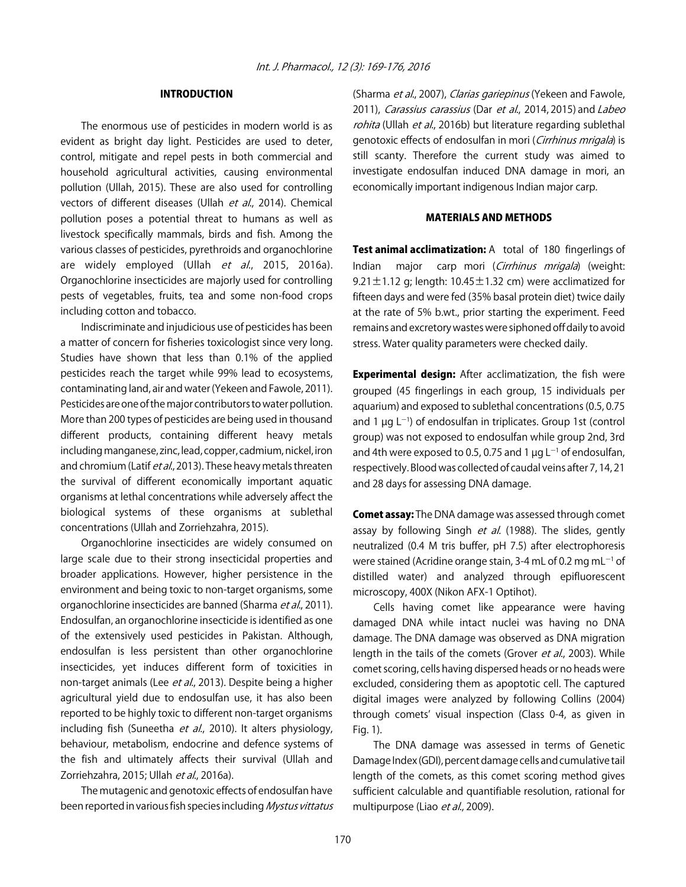## INTRODUCTION

The enormous use of pesticides in modern world is as evident as bright day light. Pesticides are used to deter, control, mitigate and repel pests in both commercial and household agricultural activities, causing environmental pollution (Ullah, 2015). These are also used for controlling vectors of different diseases (Ullah *et al*., 2014). Chemical pollution poses a potential threat to humans as well as livestock specifically mammals, birds and fish. Among the various classes of pesticides, pyrethroids and organochlorine are widely employed (Ullah *et al*., 2015, 2016a). Organochlorine insecticides are majorly used for controlling pests of vegetables, fruits, tea and some non-food crops including cotton and tobacco.

Indiscriminate and injudicious use of pesticides has been a matter of concern for fisheries toxicologist since very long. Studies have shown that less than 0.1% of the applied pesticides reach the target while 99% lead to ecosystems, contaminating land, air and water (Yekeen and Fawole, 2011). Pesticides are one of the major contributors to water pollution. More than 200 types of pesticides are being used in thousand different products, containing different heavy metals including manganese, zinc, lead, copper, cadmium, nickel, iron and chromium (Latif *et al*., 2013). These heavy metals threaten the survival of different economically important aquatic organisms at lethal concentrations while adversely affect the biological systems of these organisms at sublethal concentrations (Ullah and Zorriehzahra, 2015).

Organochlorine insecticides are widely consumed on large scale due to their strong insecticidal properties and broader applications. However, higher persistence in the environment and being toxic to non-target organisms, some organochlorine insecticides are banned (Sharma *et al*., 2011). Endosulfan, an organochlorine insecticide is identified as one of the extensively used pesticides in Pakistan. Although, endosulfan is less persistent than other organochlorine insecticides, yet induces different form of toxicities in non-target animals (Lee *et al*., 2013). Despite being a higher agricultural yield due to endosulfan use, it has also been reported to be highly toxic to different non-target organisms including fish (Suneetha *et al*., 2010). It alters physiology, behaviour, metabolism, endocrine and defence systems of the fish and ultimately affects their survival (Ullah and Zorriehzahra, 2015; Ullah *et al*., 2016a).

The mutagenic and genotoxic effects of endosulfan have been reported in various fish species including *Mystus vittatus* (Sharma *et al*., 2007), *Clarias gariepinus* (Yekeen and Fawole, 2011), *Carassius carassius* (Dar *et al*., 2014, 2015) and *Labeo rohita* (Ullah *et al*., 2016b) but literature regarding sublethal genotoxic effects of endosulfan in mori (*Cirrhinus mrigala*) is still scanty. Therefore the current study was aimed to investigate endosulfan induced DNA damage in mori, an economically important indigenous Indian major carp.

## MATERIALS AND METHODS

**Test animal acclimatization:** A total of 180 fingerlings of Indian major carp mori (*Cirrhinus mrigala*) (weight: 9.21$\pm$1.12 g; length: 10.45$\pm$1.32 cm) were acclimatized for fifteen days and were fed (35% basal protein diet) twice daily at the rate of 5% b.wt., prior starting the experiment. Feed remains and excretory wastes were siphoned off daily to avoid stress. Water quality parameters were checked daily.

**Experimental design:** After acclimatization, the fish were grouped (45 fingerlings in each group, 15 individuals per aquarium) and exposed to sublethal concentrations (0.5, 0.75 and 1 $\mu$g L$^{-1}$) of endosulfan in triplicates. Group 1st (control group) was not exposed to endosulfan while group 2nd, 3rd and 4th were exposed to 0.5, 0.75 and 1 $\mu$g L$^{-1}$ of endosulfan, respectively. Blood was collected of caudal veins after 7, 14, 21 and 28 days for assessing DNA damage.

**Comet assay:** The DNA damage was assessed through comet assay by following Singh *et al.* (1988). The slides, gently neutralized (0.4 M tris buffer, pH 7.5) after electrophoresis were stained (Acridine orange stain, 3-4 mL of 0.2 mg mL$^{-1}$ of distilled water) and analyzed through epifluorescent microscopy, 400X (Nikon AFX-1 Optihot).

Cells having comet like appearance were having damaged DNA while intact nuclei was having no DNA damage. The DNA damage was observed as DNA migration length in the tails of the comets (Grover *et al*., 2003). While comet scoring, cells having dispersed heads or no heads were excluded, considering them as apoptotic cell. The captured digital images were analyzed by following Collins (2004) through comets' visual inspection (Class 0-4, as given in Fig. 1).

The DNA damage was assessed in terms of Genetic Damage Index (GDI), percent damage cells and cumulative tail length of the comets, as this comet scoring method gives sufficient calculable and quantifiable resolution, rational for multipurpose (Liao *et al*., 2009).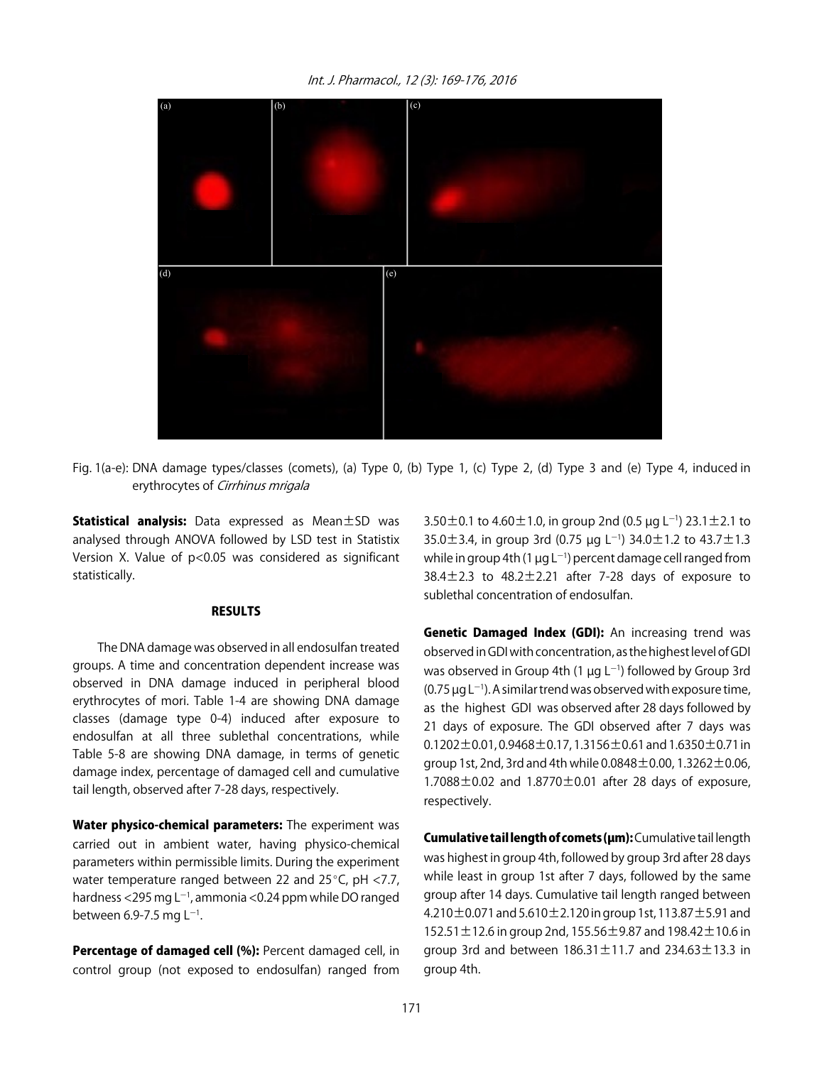Fig. 1(a-e): DNA damage types/classes (comets), (a) Type 0, (b) Type 1, (c) Type 2, (d) Type 3 and (e) Type 4, induced in erythrocytes of *Cirrhinus mrigala*

**Statistical analysis:** Data expressed as Mean±SD was analysed through ANOVA followed by LSD test in Statistix Version X. Value of $p<0.05$ was considered as significant statistically.

## RESULTS

The DNA damage was observed in all endosulfan treated groups. A time and concentration dependent increase was observed in DNA damage induced in peripheral blood erythrocytes of mori. Table 1-4 are showing DNA damage classes (damage type 0-4) induced after exposure to endosulfan at all three sublethal concentrations, while Table 5-8 are showing DNA damage, in terms of genetic damage index, percentage of damaged cell and cumulative tail length, observed after 7-28 days, respectively.

**Water physico-chemical parameters:** The experiment was carried out in ambient water, having physico-chemical parameters within permissible limits. During the experiment water temperature ranged between 22 and 25°C, pH <7.7, hardness <295 mg $L^{-1}$, ammonia <0.24 ppm while DO ranged between 6.9-7.5 mg $L^{-1}$.

**Percentage of damaged cell (%):** Percent damaged cell, in control group (not exposed to endosulfan) ranged from 3.50±0.1 to 4.60±1.0, in group 2nd (0.5 µg $L^{-1}$) 23.1±2.1 to 35.0±3.4, in group 3rd (0.75 µg $L^{-1}$) 34.0±1.2 to 43.7±1.3 while in group 4th (1 µg $L^{-1}$) percent damage cell ranged from 38.4±2.3 to 48.2±2.21 after 7-28 days of exposure to sublethal concentration of endosulfan.

**Genetic Damaged Index (GDI):** An increasing trend was observed in GDI with concentration, as the highest level of GDI was observed in Group 4th (1 µg $L^{-1}$) followed by Group 3rd (0.75 µg $L^{-1}$). A similar trend was observed with exposure time, as the highest GDI was observed after 28 days followed by 21 days of exposure. The GDI observed after 7 days was 0.1202±0.01, 0.9468±0.17, 1.3156±0.61 and 1.6350±0.71 in group 1st, 2nd, 3rd and 4th while 0.0848±0.00, 1.3262±0.06, 1.7088±0.02 and 1.8770±0.01 after 28 days of exposure, respectively.

**Cumulative tail length of comets (µm):** Cumulative tail length was highest in group 4th, followed by group 3rd after 28 days while least in group 1st after 7 days, followed by the same group after 14 days. Cumulative tail length ranged between 4.210±0.071 and 5.610±2.120 in group 1st, 113.87±5.91 and 152.51±12.6 in group 2nd, 155.56±9.87 and 198.42±10.6 in group 3rd and between 186.31±11.7 and 234.63±13.3 in group 4th.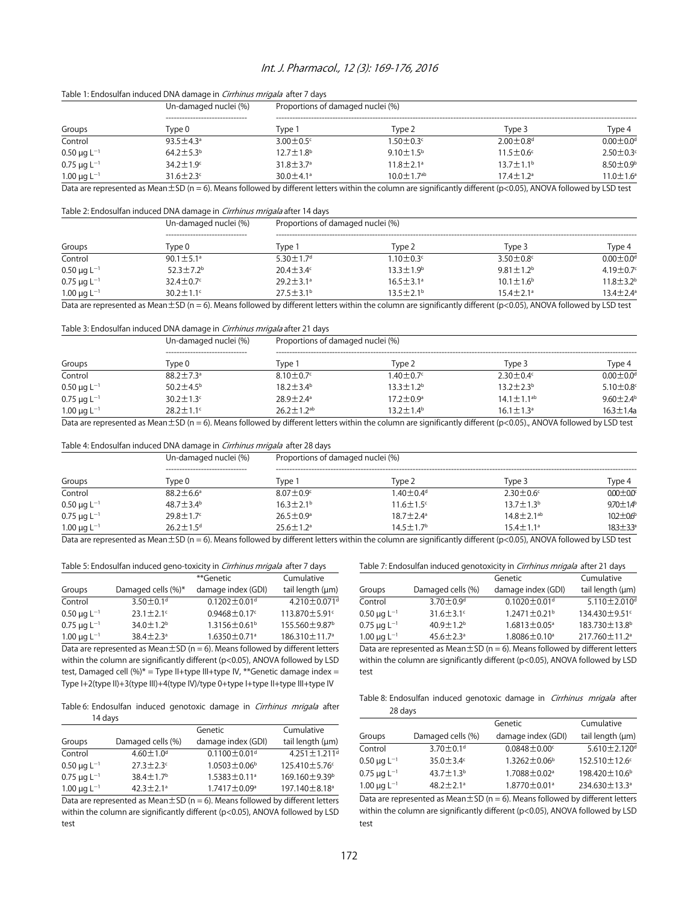Table 1: Endosulfan induced DNA damage in *Cirrhinus mrigala* after 7 days

| | Un-damaged nuclei (%) | Proportions of damaged nuclei (%) | | | |
|---|---|---|---|---|---|
| Groups | Type 0 | Type 1 | Type 2 | Type 3 | Type 4 |
| Control | 93.5±4.3[a] | 3.00±0.5[c] | 1.50±0.3[c] | 2.00±0.8[d] | 0.00±0.0[d] |
| 0.50 μg $L^{-1}$ | 64.2±5.3[b] | 12.7±1.8[b] | 9.10±1.5[b] | 11.5±0.6[c] | 2.50±0.3[c] |
| 0.75 μg $L^{-1}$ | 34.2±1.9[c] | 31.8±3.7[a] | 11.8±2.1[a] | 13.7±1.1[b] | 8.50±0.9[b] |
| 1.00 μg $L^{-1}$ | 31.6±2.3[c] | 30.0±4.1[a] | 10.0±1.7[ab] | 17.4±1.2[a] | 11.0±1.6[a] |

Data are represented as Mean±SD (n = 6). Means followed by different letters within the column are significantly different (p<0.05), ANOVA followed by LSD test

Table 2: Endosulfan induced DNA damage in *Cirrhinus mrigala* after 14 days

| | Un-damaged nuclei (%) | Proportions of damaged nuclei (%) | | | |
|---|---|---|---|---|---|
| Groups | Type 0 | Type 1 | Type 2 | Type 3 | Type 4 |
| Control | 90.1±5.1[a] | 5.30±1.7[d] | 1.10±0.3[c] | 3.50±0.8[c] | 0.00±0.0[d] |
| 0.50 μg $L^{-1}$ | 52.3±7.2[b] | 20.4±3.4[c] | 13.3±1.9[b] | 9.81±1.2[b] | 4.19±0.7[c] |
| 0.75 μg $L^{-1}$ | 32.4±0.7[c] | 29.2±3.1[a] | 16.5±3.1[a] | 10.1±1.6[b] | 11.8±3.2[b] |
| 1.00 μg $L^{-1}$ | 30.2±1.1[c] | 27.5±3.1[b] | 13.5±2.1[b] | 15.4±2.1[a] | 13.4±2.4[a] |

Data are represented as Mean±SD (n = 6). Means followed by different letters within the column are significantly different (p<0.05), ANOVA followed by LSD test

Table 3: Endosulfan induced DNA damage in *Cirrhinus mrigala* after 21 days

| | Un-damaged nuclei (%) | Proportions of damaged nuclei (%) | | | |
|---|---|---|---|---|---|
| Groups | Type 0 | Type 1 | Type 2 | Type 3 | Type 4 |
| Control | 88.2±7.3[a] | 8.10±0.7[c] | 1.40±0.7[c] | 2.30±0.4[c] | 0.00±0.0[d] |
| 0.50 μg $L^{-1}$ | 50.2±4.5[b] | 18.2±3.4[b] | 13.3±1.2[b] | 13.2±2.3[b] | 5.10±0.8[c] |
| 0.75 μg $L^{-1}$ | 30.2±1.3[c] | 28.9±2.4[a] | 17.2±0.9[a] | 14.1±1.1[ab] | 9.60±2.4[b] |
| 1.00 μg $L^{-1}$ | 28.2±1.1[c] | 26.2±1.2[ab] | 13.2±1.4[b] | 16.1±1.3[a] | 16.3±1.4a |

Data are represented as Mean±SD (n = 6). Means followed by different letters within the column are significantly different (p<0.05)., ANOVA followed by LSD test

Table 4: Endosulfan induced DNA damage in *Cirrhinus mrigala* after 28 days

| | Un-damaged nuclei (%) | Proportions of damaged nuclei (%) | | | |
|---|---|---|---|---|---|
| Groups | Type 0 | Type 1 | Type 2 | Type 3 | Type 4 |
| Control | 88.2±6.6[a] | 8.07±0.9[c] | 1.40±0.4[d] | 2.30±0.6[c] | 0.00±0.0[c] |
| 0.50 μg $L^{-1}$ | 48.7±3.4[b] | 16.3±2.1[b] | 11.6±1.5[c] | 13.7±1.3[b] | 9.70±1.4[b] |
| 0.75 μg $L^{-1}$ | 29.8±1.7[c] | 26.5±0.9[a] | 18.7±2.4[a] | 14.8±2.1[ab] | 10.2±0.6[b] |
| 1.00 μg $L^{-1}$ | 26.2±1.5[d] | 25.6±1.2[a] | 14.5±1.7[b] | 15.4±1.1[a] | 18.3±3.3[a] |

Data are represented as Mean±SD (n = 6). Means followed by different letters within the column are significantly different (p<0.05), ANOVA followed by LSD test

Table 5: Endosulfan induced geno-toxicity in *Cirrhinus mrigala* after 7 days

| Groups | Damaged cells (%)* | **Genetic damage index (GDI) | Cumulative tail length (μm) |
|---|---|---|---|
| Control | 3.50±0.1[d] | 0.1202±0.01[d] | 4.210±0.071[d] |
| 0.50 μg $L^{-1}$ | 23.1±2.1[c] | 0.9468±0.17[c] | 113.870±5.91[c] |
| 0.75 μg $L^{-1}$ | 34.0±1.2[b] | 1.3156±0.61[b] | 155.560±9.87[b] |
| 1.00 μg $L^{-1}$ | 38.4±2.3[a] | 1.6350±0.71[a] | 186.310±11.7[a] |

Data are represented as Mean±SD (n = 6). Means followed by different letters within the column are significantly different (p<0.05), ANOVA followed by LSD test, Damaged cell (%)* = Type II+type III+type IV, **Genetic damage index = Type I+2(type II)+3(type III)+4(type IV)/type 0+type I+type II+type III+type IV

Table 6: Endosulfan induced genotoxic damage in *Cirrhinus mrigala* after 14 days

| Groups | Damaged cells (%) | Genetic damage index (GDI) | Cumulative tail length (μm) |
|---|---|---|---|
| Control | 4.60±1.0[d] | 0.1100±0.01[d] | 4.251±1.211[d] |
| 0.50 μg $L^{-1}$ | 27.3±2.3[c] | 1.0503±0.06[b] | 125.410±5.76[c] |
| 0.75 μg $L^{-1}$ | 38.4±1.7[b] | 1.5383±0.11[a] | 169.160±9.39[b] |
| 1.00 μg $L^{-1}$ | 42.3±2.1[a] | 1.7417±0.09[a] | 197.140±8.18[a] |

Data are represented as Mean±SD (n = 6). Means followed by different letters within the column are significantly different (p<0.05), ANOVA followed by LSD test

Table 7: Endosulfan induced genotoxicity in *Cirrhinus mrigala* after 21 days

| Groups | Damaged cells (%) | Genetic damage index (GDI) | Cumulative tail length (μm) |
|---|---|---|---|
| Control | 3.70±0.9[d] | 0.1020±0.01[d] | 5.110±2.010[d] |
| 0.50 μg $L^{-1}$ | 31.6±3.1[c] | 1.2471±0.21[b] | 134.430±9.51[c] |
| 0.75 μg $L^{-1}$ | 40.9±1.2[b] | 1.6813±0.05[a] | 183.730±13.8[b] |
| 1.00 μg $L^{-1}$ | 45.6±2.3[a] | 1.8086±0.10[a] | 217.760±11.2[a] |

Data are represented as Mean±SD (n = 6). Means followed by different letters within the column are significantly different (p<0.05), ANOVA followed by LSD test

Table 8: Endosulfan induced genotoxic damage in *Cirrhinus mrigala* after 28 days

| Groups | Damaged cells (%) | Genetic damage index (GDI) | Cumulative tail length (μm) |
|---|---|---|---|
| Control | 3.70±0.1[d] | 0.0848±0.00[c] | 5.610±2.120[d] |
| 0.50 μg $L^{-1}$ | 35.0±3.4[c] | 1.3262±0.06[b] | 152.510±12.6[c] |
| 0.75 μg $L^{-1}$ | 43.7±1.3[b] | 1.7088±0.02[a] | 198.420±10.6[b] |
| 1.00 μg $L^{-1}$ | 48.2±2.1[a] | 1.8770±0.01[a] | 234.630±13.3[a] |

Data are represented as Mean±SD (n = 6). Means followed by different letters within the column are significantly different (p<0.05), ANOVA followed by LSD test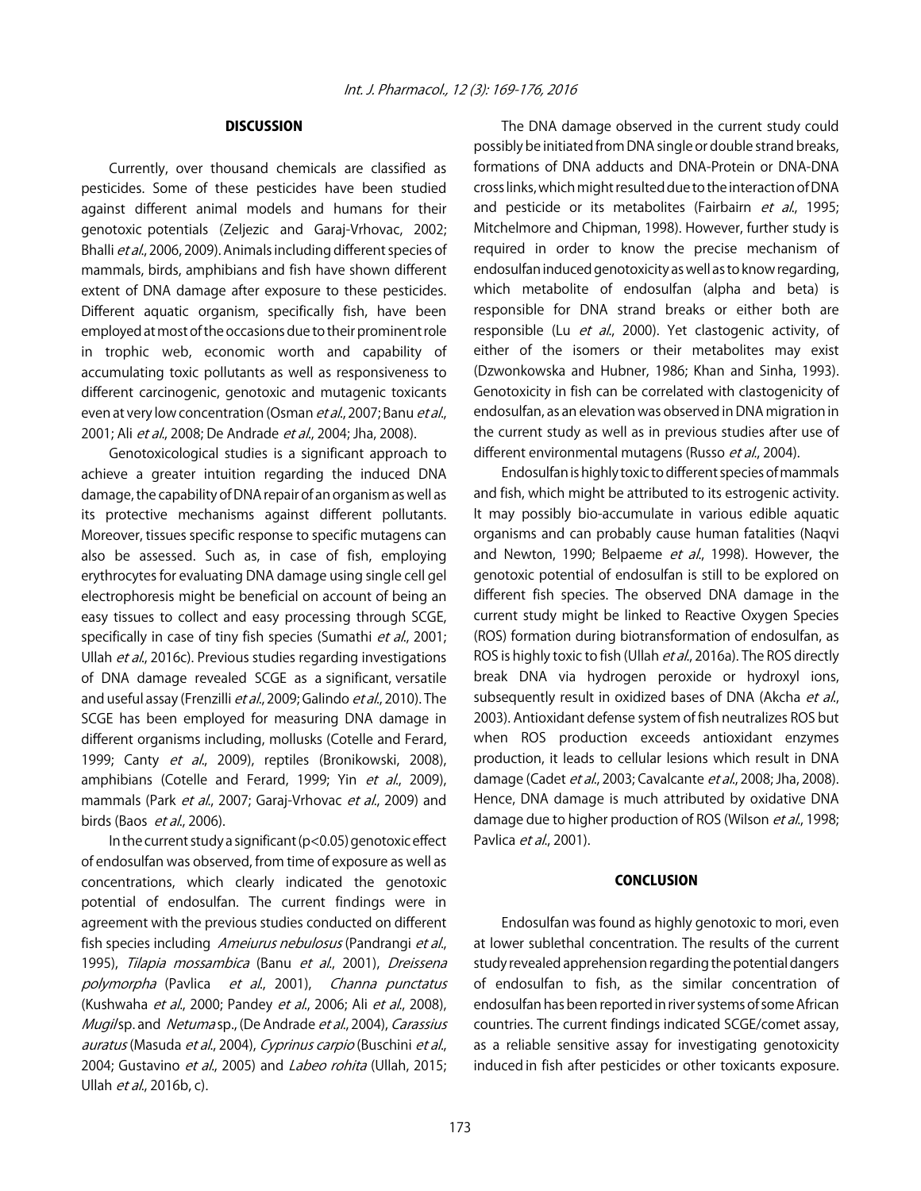## DISCUSSION

Currently, over thousand chemicals are classified as pesticides. Some of these pesticides have been studied against different animal models and humans for their genotoxic potentials (Zeljezic and Garaj-Vrhovac, 2002; Bhalli *et al*., 2006, 2009). Animals including different species of mammals, birds, amphibians and fish have shown different extent of DNA damage after exposure to these pesticides. Different aquatic organism, specifically fish, have been employed at most of the occasions due to their prominent role in trophic web, economic worth and capability of accumulating toxic pollutants as well as responsiveness to different carcinogenic, genotoxic and mutagenic toxicants even at very low concentration (Osman *et al*., 2007; Banu *et al*., 2001; Ali *et al*., 2008; De Andrade *et al*., 2004; Jha, 2008).

Genotoxicological studies is a significant approach to achieve a greater intuition regarding the induced DNA damage, the capability of DNA repair of an organism as well as its protective mechanisms against different pollutants. Moreover, tissues specific response to specific mutagens can also be assessed. Such as, in case of fish, employing erythrocytes for evaluating DNA damage using single cell gel electrophoresis might be beneficial on account of being an easy tissues to collect and easy processing through SCGE, specifically in case of tiny fish species (Sumathi *et al*., 2001; Ullah *et al*., 2016c). Previous studies regarding investigations of DNA damage revealed SCGE as a significant, versatile and useful assay (Frenzilli *et al*., 2009; Galindo *et al*., 2010). The SCGE has been employed for measuring DNA damage in different organisms including, mollusks (Cotelle and Ferard, 1999; Canty *et al*., 2009), reptiles (Bronikowski, 2008), amphibians (Cotelle and Ferard, 1999; Yin *et al*., 2009), mammals (Park *et al*., 2007; Garaj-Vrhovac *et al*., 2009) and birds (Baos *et al*., 2006).

In the current study a significant ($p<0.05$) genotoxic effect of endosulfan was observed, from time of exposure as well as concentrations, which clearly indicated the genotoxic potential of endosulfan. The current findings were in agreement with the previous studies conducted on different fish species including *Ameiurus nebulosus* (Pandrangi *et al*., 1995), *Tilapia mossambica* (Banu *et al*., 2001), *Dreissena polymorpha* (Pavlica *et al*., 2001), *Channa punctatus* (Kushwaha *et al*., 2000; Pandey *et al*., 2006; Ali *et al*., 2008), *Mugil* sp. and *Netuma* sp., (De Andrade *et al*., 2004), *Carassius auratus* (Masuda *et al*., 2004), *Cyprinus carpio* (Buschini *et al*., 2004; Gustavino *et al*., 2005) and *Labeo rohita* (Ullah, 2015; Ullah *et al*., 2016b, c).

The DNA damage observed in the current study could possibly be initiated from DNA single or double strand breaks, formations of DNA adducts and DNA-Protein or DNA-DNA cross links, which might resulted due to the interaction of DNA and pesticide or its metabolites (Fairbairn *et al*., 1995; Mitchelmore and Chipman, 1998). However, further study is required in order to know the precise mechanism of endosulfan induced genotoxicity as well as to know regarding, which metabolite of endosulfan (alpha and beta) is responsible for DNA strand breaks or either both are responsible (Lu *et al*., 2000). Yet clastogenic activity, of either of the isomers or their metabolites may exist (Dzwonkowska and Hubner, 1986; Khan and Sinha, 1993). Genotoxicity in fish can be correlated with clastogenicity of endosulfan, as an elevation was observed in DNA migration in the current study as well as in previous studies after use of different environmental mutagens (Russo *et al*., 2004).

Endosulfan is highly toxic to different species of mammals and fish, which might be attributed to its estrogenic activity. It may possibly bio-accumulate in various edible aquatic organisms and can probably cause human fatalities (Naqvi and Newton, 1990; Belpaeme *et al*., 1998). However, the genotoxic potential of endosulfan is still to be explored on different fish species. The observed DNA damage in the current study might be linked to Reactive Oxygen Species (ROS) formation during biotransformation of endosulfan, as ROS is highly toxic to fish (Ullah *et al*., 2016a). The ROS directly break DNA via hydrogen peroxide or hydroxyl ions, subsequently result in oxidized bases of DNA (Akcha *et al*., 2003). Antioxidant defense system of fish neutralizes ROS but when ROS production exceeds antioxidant enzymes production, it leads to cellular lesions which result in DNA damage (Cadet *et al*., 2003; Cavalcante *et al*., 2008; Jha, 2008). Hence, DNA damage is much attributed by oxidative DNA damage due to higher production of ROS (Wilson *et al*., 1998; Pavlica *et al*., 2001).

## CONCLUSION

Endosulfan was found as highly genotoxic to mori, even at lower sublethal concentration. The results of the current study revealed apprehension regarding the potential dangers of endosulfan to fish, as the similar concentration of endosulfan has been reported in river systems of some African countries. The current findings indicated SCGE/comet assay, as a reliable sensitive assay for investigating genotoxicity induced in fish after pesticides or other toxicants exposure.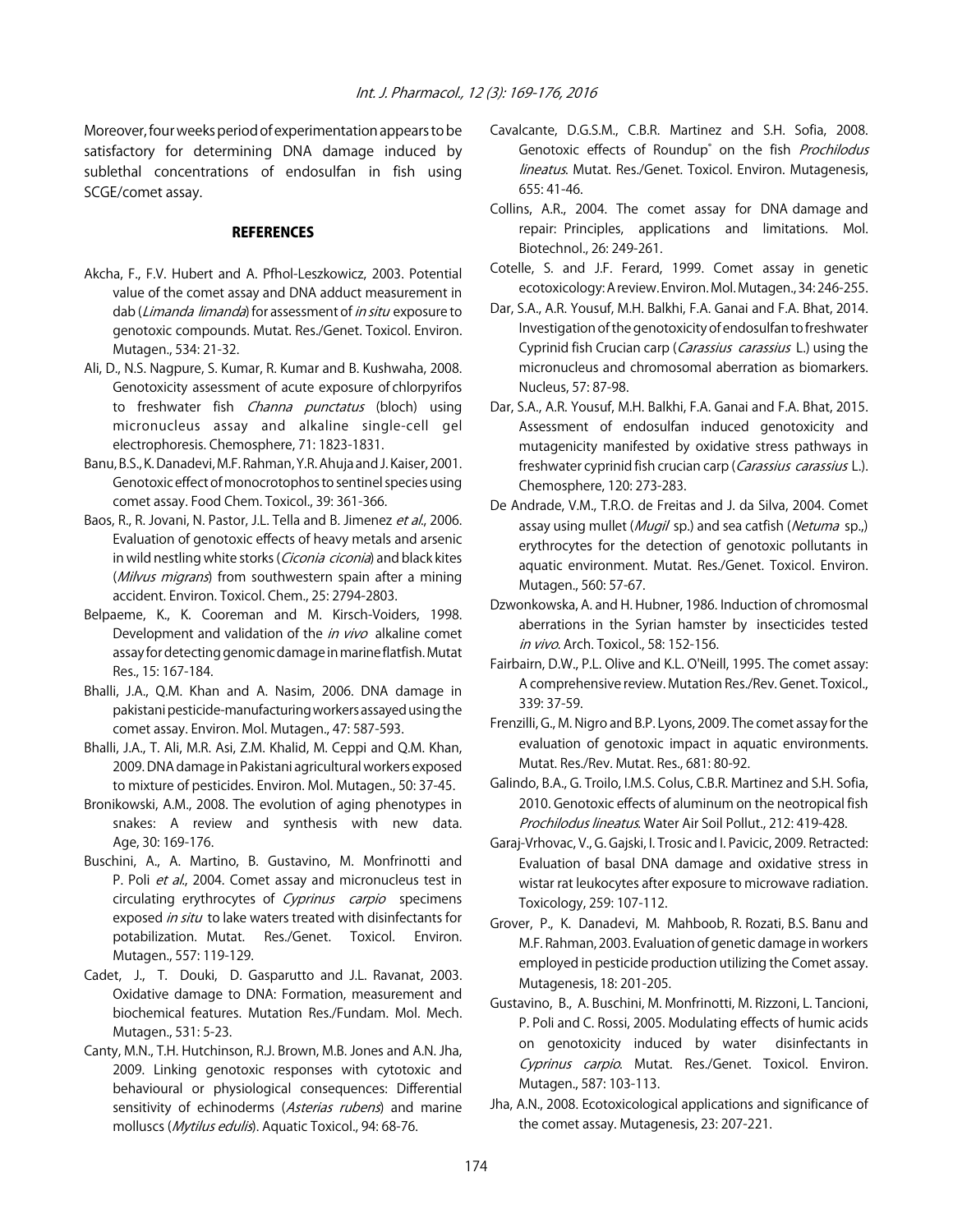Moreover, four weeks period of experimentation appears to be satisfactory for determining DNA damage induced by sublethal concentrations of endosulfan in fish using SCGE/comet assay.

## REFERENCES

Akcha, F., F.V. Hubert and A. Pfhol-Leszkowicz, 2003. Potential value of the comet assay and DNA adduct measurement in dab (*Limanda limanda*) for assessment of *in situ* exposure to genotoxic compounds. Mutat. Res./Genet. Toxicol. Environ. Mutagen., 534: 21-32.

Ali, D., N.S. Nagpure, S. Kumar, R. Kumar and B. Kushwaha, 2008. Genotoxicity assessment of acute exposure of chlorpyrifos to freshwater fish *Channa punctatus* (bloch) using micronucleus assay and alkaline single-cell gel electrophoresis. Chemosphere, 71: 1823-1831.

Banu, B.S., K. Danadevi, M.F. Rahman, Y.R. Ahuja and J. Kaiser, 2001. Genotoxic effect of monocrotophos to sentinel species using comet assay. Food Chem. Toxicol., 39: 361-366.

Baos, R., R. Jovani, N. Pastor, J.L. Tella and B. Jimenez *et al*., 2006. Evaluation of genotoxic effects of heavy metals and arsenic in wild nestling white storks (*Ciconia ciconia*) and black kites (*Milvus migrans*) from southwestern spain after a mining accident. Environ. Toxicol. Chem., 25: 2794-2803.

Belpaeme, K., K. Cooreman and M. Kirsch-Voiders, 1998. Development and validation of the *in vivo* alkaline comet assay for detecting genomic damage in marine flatfish. Mutat Res., 15: 167-184.

Bhalli, J.A., Q.M. Khan and A. Nasim, 2006. DNA damage in pakistani pesticide-manufacturing workers assayed using the comet assay. Environ. Mol. Mutagen., 47: 587-593.

Bhalli, J.A., T. Ali, M.R. Asi, Z.M. Khalid, M. Ceppi and Q.M. Khan, 2009. DNA damage in Pakistani agricultural workers exposed to mixture of pesticides. Environ. Mol. Mutagen., 50: 37-45.

Bronikowski, A.M., 2008. The evolution of aging phenotypes in snakes: A review and synthesis with new data. Age, 30: 169-176.

Buschini, A., A. Martino, B. Gustavino, M. Monfrinotti and P. Poli *et al*., 2004. Comet assay and micronucleus test in circulating erythrocytes of *Cyprinus carpio* specimens exposed *in situ* to lake waters treated with disinfectants for potabilization. Mutat. Res./Genet. Toxicol. Environ. Mutagen., 557: 119-129.

Cadet, J., T. Douki, D. Gasparutto and J.L. Ravanat, 2003. Oxidative damage to DNA: Formation, measurement and biochemical features. Mutation Res./Fundam. Mol. Mech. Mutagen., 531: 5-23.

Canty, M.N., T.H. Hutchinson, R.J. Brown, M.B. Jones and A.N. Jha, 2009. Linking genotoxic responses with cytotoxic and behavioural or physiological consequences: Differential sensitivity of echinoderms (*Asterias rubens*) and marine molluscs (*Mytilus edulis*). Aquatic Toxicol., 94: 68-76.

Cavalcante, D.G.S.M., C.B.R. Martinez and S.H. Sofia, 2008. Genotoxic effects of Roundup® on the fish *Prochilodus lineatus*. Mutat. Res./Genet. Toxicol. Environ. Mutagenesis, 655: 41-46.

Collins, A.R., 2004. The comet assay for DNA damage and repair: Principles, applications and limitations. Mol. Biotechnol., 26: 249-261.

Cotelle, S. and J.F. Ferard, 1999. Comet assay in genetic ecotoxicology: A review. Environ. Mol. Mutagen., 34: 246-255.

Dar, S.A., A.R. Yousuf, M.H. Balkhi, F.A. Ganai and F.A. Bhat, 2014. Investigation of the genotoxicity of endosulfan to freshwater Cyprinid fish Crucian carp (*Carassius carassius* L.) using the micronucleus and chromosomal aberration as biomarkers. Nucleus, 57: 87-98.

Dar, S.A., A.R. Yousuf, M.H. Balkhi, F.A. Ganai and F.A. Bhat, 2015. Assessment of endosulfan induced genotoxicity and mutagenicity manifested by oxidative stress pathways in freshwater cyprinid fish crucian carp (*Carassius carassius* L.). Chemosphere, 120: 273-283.

De Andrade, V.M., T.R.O. de Freitas and J. da Silva, 2004. Comet assay using mullet (*Mugil* sp.) and sea catfish (*Netuma* sp.,) erythrocytes for the detection of genotoxic pollutants in aquatic environment. Mutat. Res./Genet. Toxicol. Environ. Mutagen., 560: 57-67.

Dzwonkowska, A. and H. Hubner, 1986. Induction of chromosmal aberrations in the Syrian hamster by insecticides tested *in vivo*. Arch. Toxicol., 58: 152-156.

Fairbairn, D.W., P.L. Olive and K.L. O'Neill, 1995. The comet assay: A comprehensive review. Mutation Res./Rev. Genet. Toxicol., 339: 37-59.

Frenzilli, G., M. Nigro and B.P. Lyons, 2009. The comet assay for the evaluation of genotoxic impact in aquatic environments. Mutat. Res./Rev. Mutat. Res., 681: 80-92.

Galindo, B.A., G. Troilo, I.M.S. Colus, C.B.R. Martinez and S.H. Sofia, 2010. Genotoxic effects of aluminum on the neotropical fish *Prochilodus lineatus*. Water Air Soil Pollut., 212: 419-428.

Garaj-Vrhovac, V., G. Gajski, I. Trosic and I. Pavicic, 2009. Retracted: Evaluation of basal DNA damage and oxidative stress in wistar rat leukocytes after exposure to microwave radiation. Toxicology, 259: 107-112.

Grover, P., K. Danadevi, M. Mahboob, R. Rozati, B.S. Banu and M.F. Rahman, 2003. Evaluation of genetic damage in workers employed in pesticide production utilizing the Comet assay. Mutagenesis, 18: 201-205.

Gustavino, B., A. Buschini, M. Monfrinotti, M. Rizzoni, L. Tancioni, P. Poli and C. Rossi, 2005. Modulating effects of humic acids on genotoxicity induced by water disinfectants in *Cyprinus carpio*. Mutat. Res./Genet. Toxicol. Environ. Mutagen., 587: 103-113.

Jha, A.N., 2008. Ecotoxicological applications and significance of the comet assay. Mutagenesis, 23: 207-221.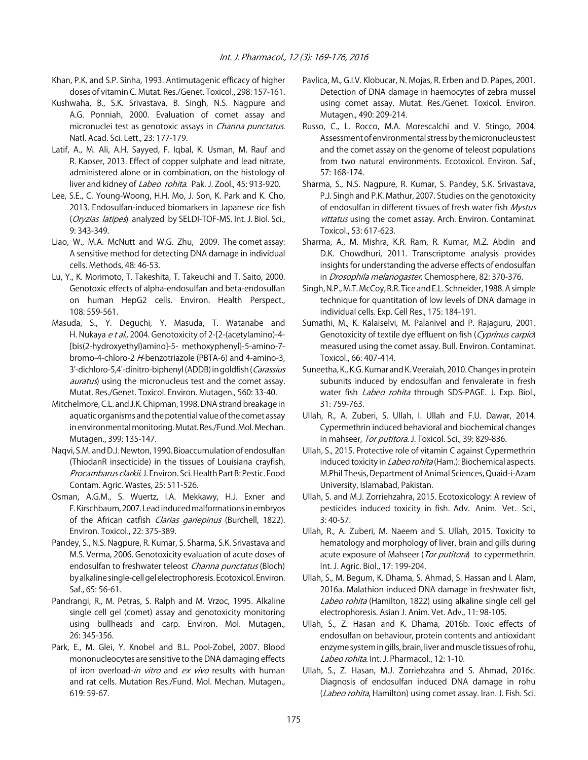Khan, P.K. and S.P. Sinha, 1993. Antimutagenic efficacy of higher doses of vitamin C. Mutat. Res./Genet. Toxicol., 298: 157-161.

Kushwaha, B., S.K. Srivastava, B. Singh, N.S. Nagpure and A.G. Ponniah, 2000. Evaluation of comet assay and micronuclei test as genotoxic assays in *Channa punctatus*. Natl. Acad. Sci. Lett., 23: 177-179.

Latif, A., M. Ali, A.H. Sayyed, F. Iqbal, K. Usman, M. Rauf and R. Kaoser, 2013. Effect of copper sulphate and lead nitrate, administered alone or in combination, on the histology of liver and kidney of *Labeo rohita*. Pak. J. Zool., 45: 913-920.

Lee, S.E., C. Young-Woong, H.H. Mo, J. Son, K. Park and K. Cho, 2013. Endosulfan-induced biomarkers in Japanese rice fish (*Oryzias latipes*) analyzed by SELDI-TOF-MS. Int. J. Biol. Sci., 9: 343-349.

Liao, W., M.A. McNutt and W.G. Zhu, 2009. The comet assay: A sensitive method for detecting DNA damage in individual cells. Methods, 48: 46-53.

Lu, Y., K. Morimoto, T. Takeshita, T. Takeuchi and T. Saito, 2000. Genotoxic effects of alpha-endosulfan and beta-endosulfan on human HepG2 cells. Environ. Health Perspect., 108: 559-561.

Masuda, S., Y. Deguchi, Y. Masuda, T. Watanabe and H. Nukaya *e t al*., 2004. Genotoxicity of 2-[2-(acetylamino)-4-[bis(2-hydroxyethyl)amino]-5- methoxyphenyl]-5-amino-7-bromo-4-chloro-2 *H*-benzotriazole (PBTA-6) and 4-amino-3, 3'-dichloro-5,4'-dinitro-biphenyl (ADDB) in goldfish (*Carassius auratus*) using the micronucleus test and the comet assay. Mutat. Res./Genet. Toxicol. Environ. Mutagen., 560: 33-40.

Mitchelmore, C.L. and J.K. Chipman, 1998. DNA strand breakage in aquatic organisms and the potential value of the comet assay in environmental monitoring. Mutat. Res./Fund. Mol. Mechan. Mutagen., 399: 135-147.

Naqvi, S.M. and D.J. Newton, 1990. Bioaccumulation of endosulfan (ThiodanR insecticide) in the tissues of Louisiana crayfish, *Procambarus clarkii*. J. Environ. Sci. Health Part B: Pestic. Food Contam. Agric. Wastes, 25: 511-526.

Osman, A.G.M., S. Wuertz, I.A. Mekkawy, H.J. Exner and F. Kirschbaum, 2007. Lead induced malformations in embryos of the African catfish *Clarias gariepinus* (Burchell, 1822). Environ. Toxicol., 22: 375-389.

Pandey, S., N.S. Nagpure, R. Kumar, S. Sharma, S.K. Srivastava and M.S. Verma, 2006. Genotoxicity evaluation of acute doses of endosulfan to freshwater teleost *Channa punctatus* (Bloch) by alkaline single-cell gel electrophoresis. Ecotoxicol. Environ. Saf., 65: 56-61.

Pandrangi, R., M. Petras, S. Ralph and M. Vrzoc, 1995. Alkaline single cell gel (comet) assay and genotoxicity monitoring using bullheads and carp. Environ. Mol. Mutagen., 26: 345-356.

Park, E., M. Glei, Y. Knobel and B.L. Pool-Zobel, 2007. Blood mononucleocytes are sensitive to the DNA damaging effects of iron overload-*in vitro* and *ex vivo* results with human and rat cells. Mutation Res./Fund. Mol. Mechan. Mutagen., 619: 59-67.

Pavlica, M., G.I.V. Klobucar, N. Mojas, R. Erben and D. Papes, 2001. Detection of DNA damage in haemocytes of zebra mussel using comet assay. Mutat. Res./Genet. Toxicol. Environ. Mutagen., 490: 209-214.

Russo, C., L. Rocco, M.A. Morescalchi and V. Stingo, 2004. Assessment of environmental stress by the micronucleus test and the comet assay on the genome of teleost populations from two natural environments. Ecotoxicol. Environ. Saf., 57: 168-174.

Sharma, S., N.S. Nagpure, R. Kumar, S. Pandey, S.K. Srivastava, P.J. Singh and P.K. Mathur, 2007. Studies on the genotoxicity of endosulfan in different tissues of fresh water fish *Mystus vittatus* using the comet assay. Arch. Environ. Contaminat. Toxicol., 53: 617-623.

Sharma, A., M. Mishra, K.R. Ram, R. Kumar, M.Z. Abdin and D.K. Chowdhuri, 2011. Transcriptome analysis provides insights for understanding the adverse effects of endosulfan in *Drosophila melanogaster*. Chemosphere, 82: 370-376.

Singh, N.P., M.T. McCoy, R.R. Tice and E.L. Schneider, 1988. A simple technique for quantitation of low levels of DNA damage in individual cells. Exp. Cell Res., 175: 184-191.

Sumathi, M., K. Kalaiselvi, M. Palanivel and P. Rajaguru, 2001. Genotoxicity of textile dye effluent on fish (*Cyprinus carpio*) measured using the comet assay. Bull. Environ. Contaminat. Toxicol., 66: 407-414.

Suneetha, K., K.G. Kumar and K. Veeraiah, 2010. Changes in protein subunits induced by endosulfan and fenvalerate in fresh water fish *Labeo rohita* through SDS-PAGE. J. Exp. Biol., 31: 759-763.

Ullah, R., A. Zuberi, S. Ullah, I. Ullah and F.U. Dawar, 2014. Cypermethrin induced behavioral and biochemical changes in mahseer, *Tor putitora*. J. Toxicol. Sci., 39: 829-836.

Ullah, S., 2015. Protective role of vitamin C against Cypermethrin induced toxicity in *Labeo rohita* (Ham.): Biochemical aspects. M.Phil Thesis, Department of Animal Sciences, Quaid-i-Azam University, Islamabad, Pakistan.

Ullah, S. and M.J. Zorriehzahra, 2015. Ecotoxicology: A review of pesticides induced toxicity in fish. Adv. Anim. Vet. Sci., 3: 40-57.

Ullah, R., A. Zuberi, M. Naeem and S. Ullah, 2015. Toxicity to hematology and morphology of liver, brain and gills during acute exposure of Mahseer (*Tor putitora*) to cypermethrin. Int. J. Agric. Biol., 17: 199-204.

Ullah, S., M. Begum, K. Dhama, S. Ahmad, S. Hassan and I. Alam, 2016a. Malathion induced DNA damage in freshwater fish, *Labeo rohita* (Hamilton, 1822) using alkaline single cell gel electrophoresis. Asian J. Anim. Vet. Adv., 11: 98-105.

Ullah, S., Z. Hasan and K. Dhama, 2016b. Toxic effects of endosulfan on behaviour, protein contents and antioxidant enzyme system in gills, brain, liver and muscle tissues of rohu, *Labeo rohita*. Int. J. Pharmacol., 12: 1-10.

Ullah, S., Z. Hasan, M.J. Zorriehzahra and S. Ahmad, 2016c. Diagnosis of endosulfan induced DNA damage in rohu (*Labeo rohita*, Hamilton) using comet assay. Iran. J. Fish. Sci.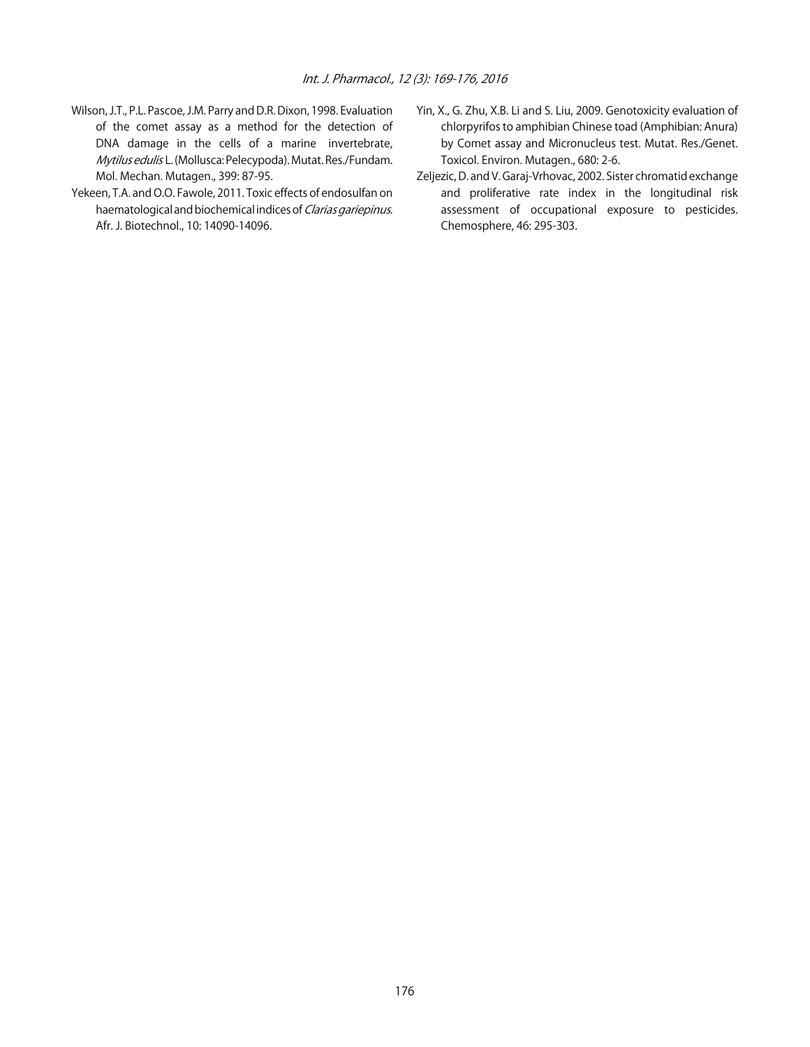Wilson, J.T., P.L. Pascoe, J.M. Parry and D.R. Dixon, 1998. Evaluation of the comet assay as a method for the detection of DNA damage in the cells of a marine invertebrate, *Mytilus edulis* L. (Mollusca: Pelecypoda). Mutat. Res./Fundam. Mol. Mechan. Mutagen., 399: 87-95.

Yekeen, T.A. and O.O. Fawole, 2011. Toxic effects of endosulfan on haematological and biochemical indices of *Clarias gariepinus*. Afr. J. Biotechnol., 10: 14090-14096.

Yin, X., G. Zhu, X.B. Li and S. Liu, 2009. Genotoxicity evaluation of chlorpyrifos to amphibian Chinese toad (Amphibian: Anura) by Comet assay and Micronucleus test. Mutat. Res./Genet. Toxicol. Environ. Mutagen., 680: 2-6.

Zeljezic, D. and V. Garaj-Vrhovac, 2002. Sister chromatid exchange and proliferative rate index in the longitudinal risk assessment of occupational exposure to pesticides. Chemosphere, 46: 295-303.